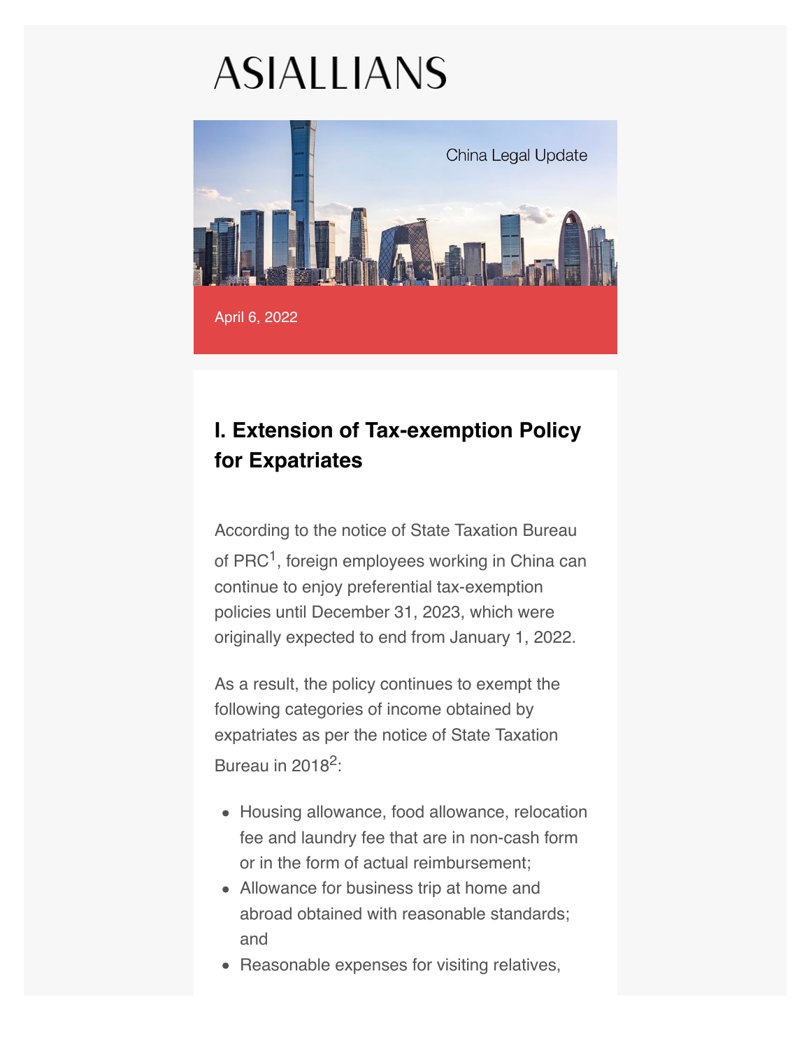# ASIALLIANS

China Legal Update

April 6, 2022

## I. Extension of Tax-exemption Policy for Expatriates

According to the notice of State Taxation Bureau of PRC[1], foreign employees working in China can continue to enjoy preferential tax-exemption policies until December 31, 2023, which were originally expected to end from January 1, 2022.

As a result, the policy continues to exempt the following categories of income obtained by expatriates as per the notice of State Taxation Bureau in 2018[2]:

- Housing allowance, food allowance, relocation fee and laundry fee that are in non-cash form or in the form of actual reimbursement;
- Allowance for business trip at home and abroad obtained with reasonable standards; and
- Reasonable expenses for visiting relatives,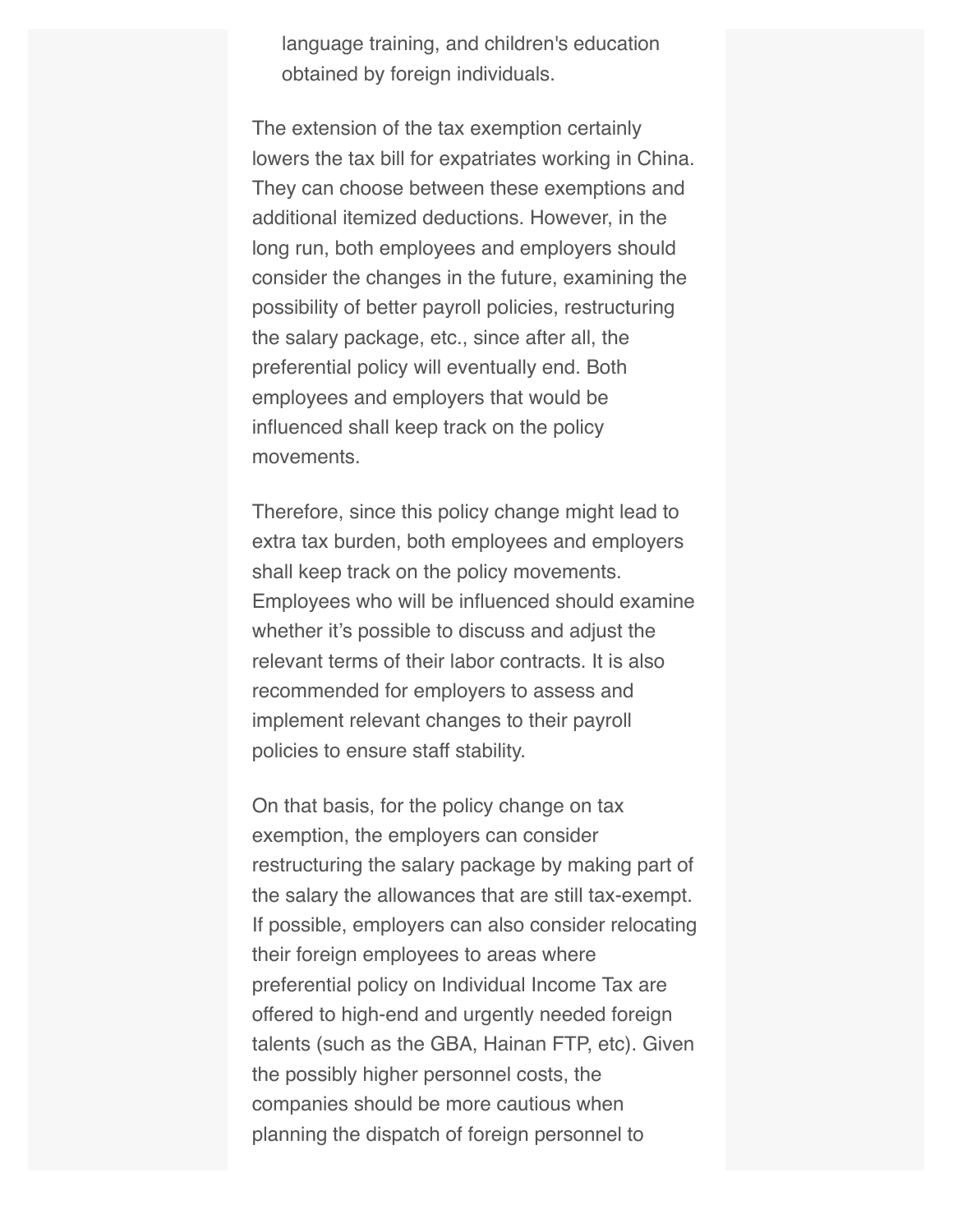language training, and children's education obtained by foreign individuals.

The extension of the tax exemption certainly lowers the tax bill for expatriates working in China. They can choose between these exemptions and additional itemized deductions. However, in the long run, both employees and employers should consider the changes in the future, examining the possibility of better payroll policies, restructuring the salary package, etc., since after all, the preferential policy will eventually end. Both employees and employers that would be influenced shall keep track on the policy movements.

Therefore, since this policy change might lead to extra tax burden, both employees and employers shall keep track on the policy movements. Employees who will be influenced should examine whether it's possible to discuss and adjust the relevant terms of their labor contracts. It is also recommended for employers to assess and implement relevant changes to their payroll policies to ensure staff stability.

On that basis, for the policy change on tax exemption, the employers can consider restructuring the salary package by making part of the salary the allowances that are still tax-exempt. If possible, employers can also consider relocating their foreign employees to areas where preferential policy on Individual Income Tax are offered to high-end and urgently needed foreign talents (such as the GBA, Hainan FTP, etc). Given the possibly higher personnel costs, the companies should be more cautious when planning the dispatch of foreign personnel to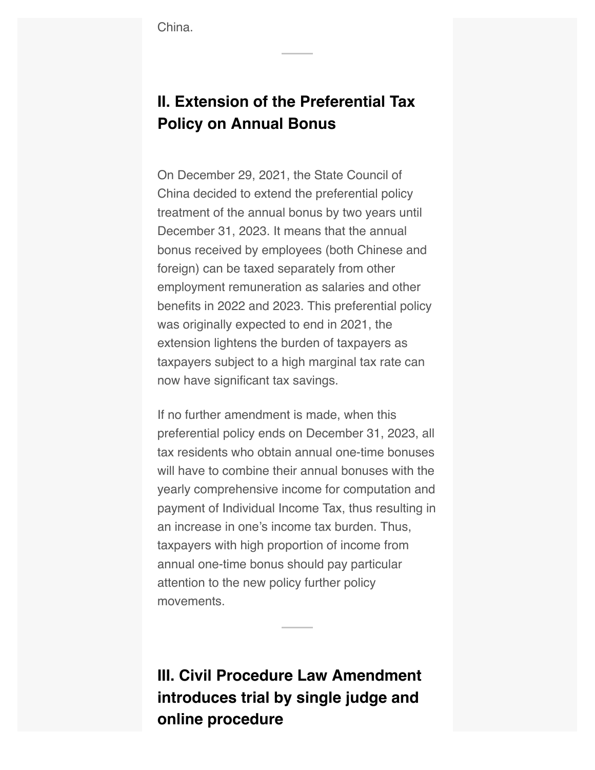China.

---

## II. Extension of the Preferential Tax Policy on Annual Bonus

On December 29, 2021, the State Council of China decided to extend the preferential policy treatment of the annual bonus by two years until December 31, 2023. It means that the annual bonus received by employees (both Chinese and foreign) can be taxed separately from other employment remuneration as salaries and other benefits in 2022 and 2023. This preferential policy was originally expected to end in 2021, the extension lightens the burden of taxpayers as taxpayers subject to a high marginal tax rate can now have significant tax savings.

If no further amendment is made, when this preferential policy ends on December 31, 2023, all tax residents who obtain annual one-time bonuses will have to combine their annual bonuses with the yearly comprehensive income for computation and payment of Individual Income Tax, thus resulting in an increase in one's income tax burden. Thus, taxpayers with high proportion of income from annual one-time bonus should pay particular attention to the new policy further policy movements.

---

## III. Civil Procedure Law Amendment introduces trial by single judge and online procedure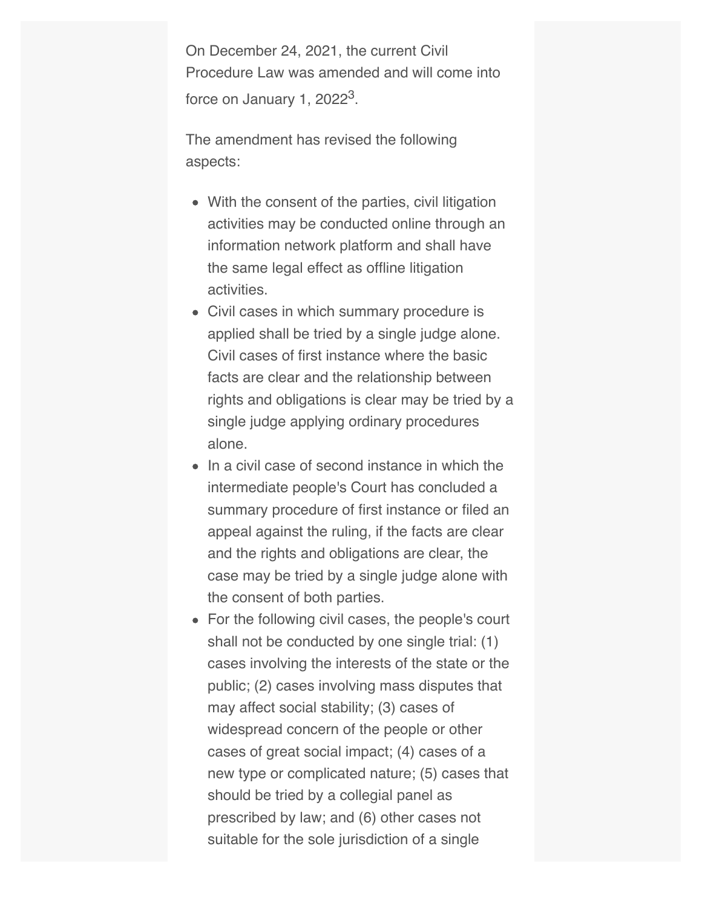On December 24, 2021, the current Civil Procedure Law was amended and will come into force on January 1, 2022[3].

The amendment has revised the following aspects:

- With the consent of the parties, civil litigation activities may be conducted online through an information network platform and shall have the same legal effect as offline litigation activities.
- Civil cases in which summary procedure is applied shall be tried by a single judge alone. Civil cases of first instance where the basic facts are clear and the relationship between rights and obligations is clear may be tried by a single judge applying ordinary procedures alone.
- In a civil case of second instance in which the intermediate people's Court has concluded a summary procedure of first instance or filed an appeal against the ruling, if the facts are clear and the rights and obligations are clear, the case may be tried by a single judge alone with the consent of both parties.
- For the following civil cases, the people's court shall not be conducted by one single trial: (1) cases involving the interests of the state or the public; (2) cases involving mass disputes that may affect social stability; (3) cases of widespread concern of the people or other cases of great social impact; (4) cases of a new type or complicated nature; (5) cases that should be tried by a collegial panel as prescribed by law; and (6) other cases not suitable for the sole jurisdiction of a single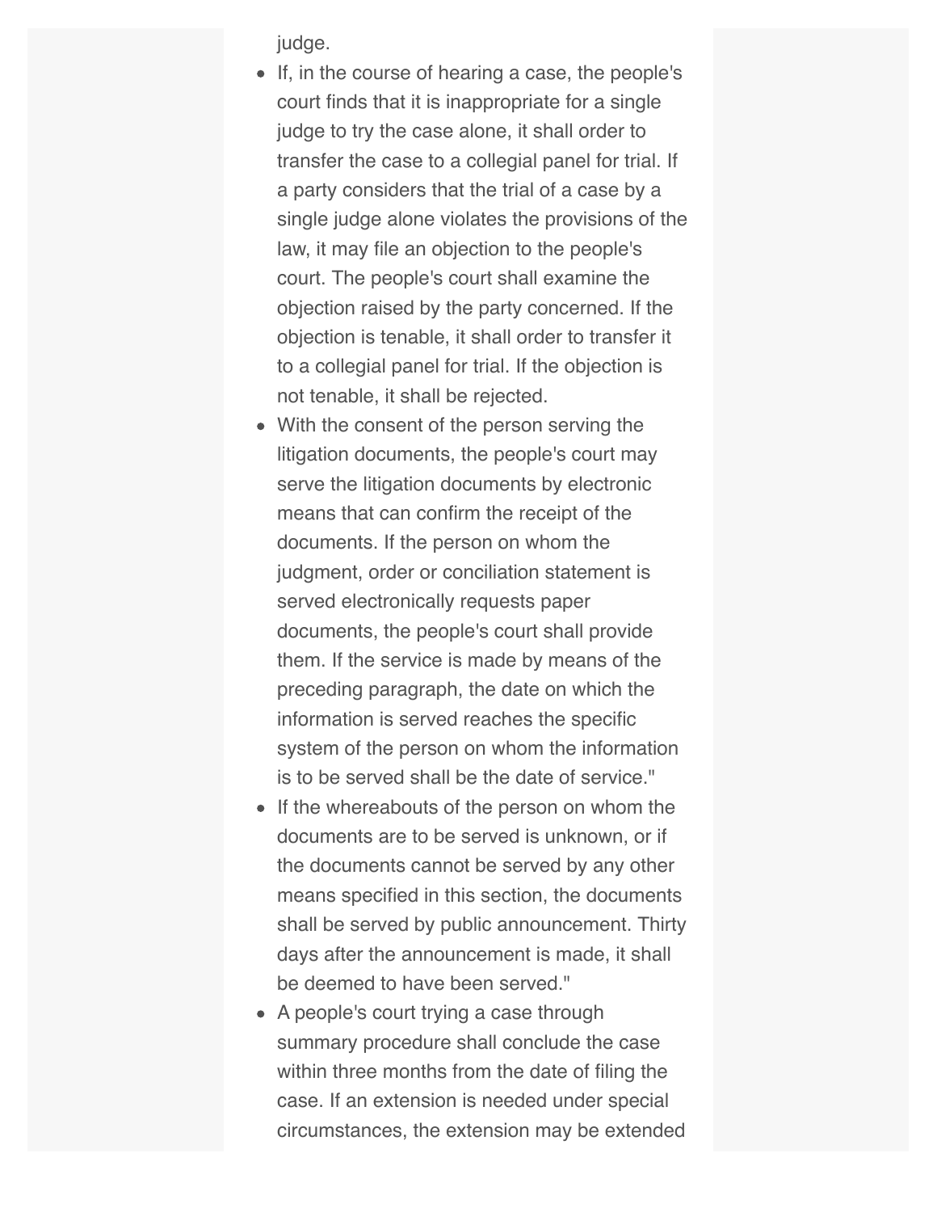judge.

- If, in the course of hearing a case, the people's court finds that it is inappropriate for a single judge to try the case alone, it shall order to transfer the case to a collegial panel for trial. If a party considers that the trial of a case by a single judge alone violates the provisions of the law, it may file an objection to the people's court. The people's court shall examine the objection raised by the party concerned. If the objection is tenable, it shall order to transfer it to a collegial panel for trial. If the objection is not tenable, it shall be rejected.
- With the consent of the person serving the litigation documents, the people's court may serve the litigation documents by electronic means that can confirm the receipt of the documents. If the person on whom the judgment, order or conciliation statement is served electronically requests paper documents, the people's court shall provide them. If the service is made by means of the preceding paragraph, the date on which the information is served reaches the specific system of the person on whom the information is to be served shall be the date of service."
- If the whereabouts of the person on whom the documents are to be served is unknown, or if the documents cannot be served by any other means specified in this section, the documents shall be served by public announcement. Thirty days after the announcement is made, it shall be deemed to have been served."
- A people's court trying a case through summary procedure shall conclude the case within three months from the date of filing the case. If an extension is needed under special circumstances, the extension may be extended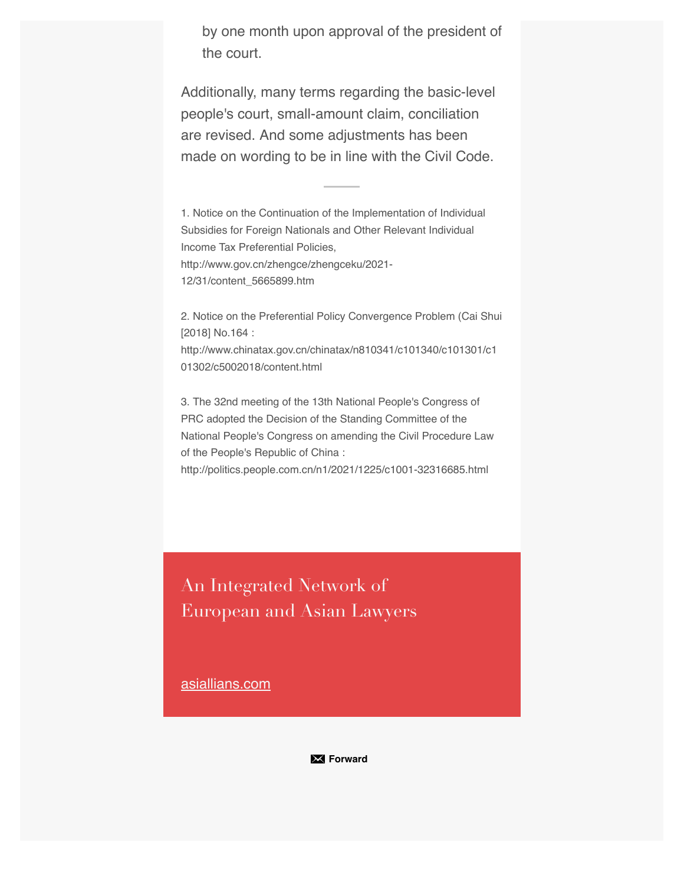by one month upon approval of the president of the court.

Additionally, many terms regarding the basic-level people's court, small-amount claim, conciliation are revised. And some adjustments has been made on wording to be in line with the Civil Code.

---

1. Notice on the Continuation of the Implementation of Individual Subsidies for Foreign Nationals and Other Relevant Individual Income Tax Preferential Policies, http://www.gov.cn/zhengce/zhengceku/2021-12/31/content_5665899.htm

2. Notice on the Preferential Policy Convergence Problem (Cai Shui [2018] No.164 : http://www.chinatax.gov.cn/chinatax/n810341/c101340/c101301/c101302/c5002018/content.html

3. The 32nd meeting of the 13th National People's Congress of PRC adopted the Decision of the Standing Committee of the National People's Congress on amending the Civil Procedure Law of the People's Republic of China : http://politics.people.com.cn/n1/2021/1225/c1001-32316685.html

An Integrated Network of European and Asian Lawyers

asiallians.com

Forward